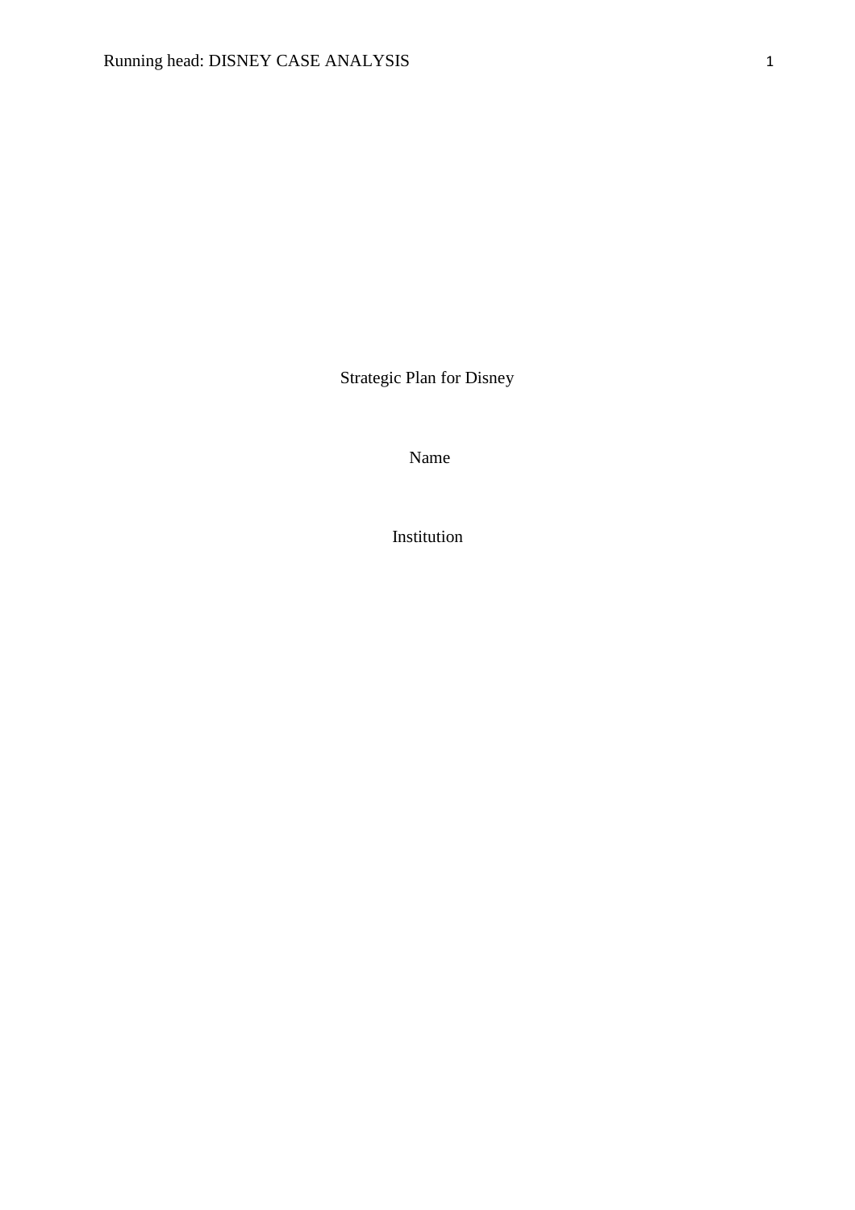Strategic Plan for Disney

Name

Institution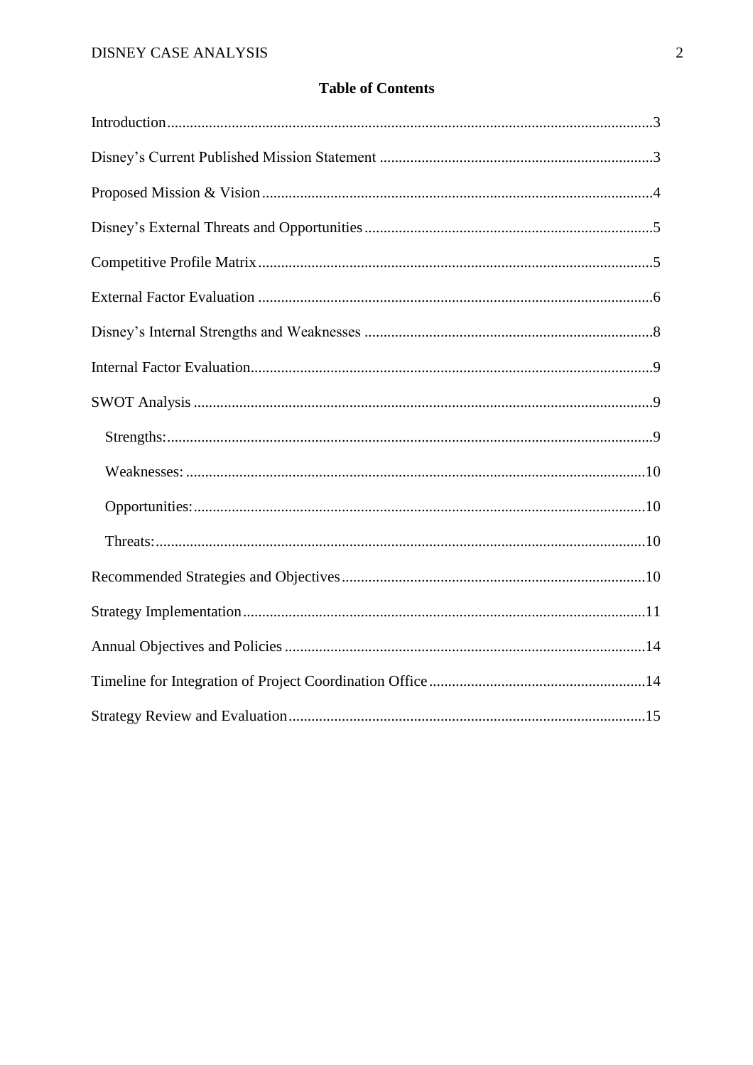**Table of Contents**

Introduction....3

Disney's Current Published Mission Statement....3

Proposed Mission & Vision....4

Disney's External Threats and Opportunities....5

Competitive Profile Matrix....5

External Factor Evaluation....6

Disney's Internal Strengths and Weaknesses....8

Internal Factor Evaluation....9

SWOT Analysis....9

- Strengths:....9
- Weaknesses:....10
- Opportunities:....10
- Threats:....10

Recommended Strategies and Objectives....10

Strategy Implementation....11

Annual Objectives and Policies....14

Timeline for Integration of Project Coordination Office....14

Strategy Review and Evaluation....15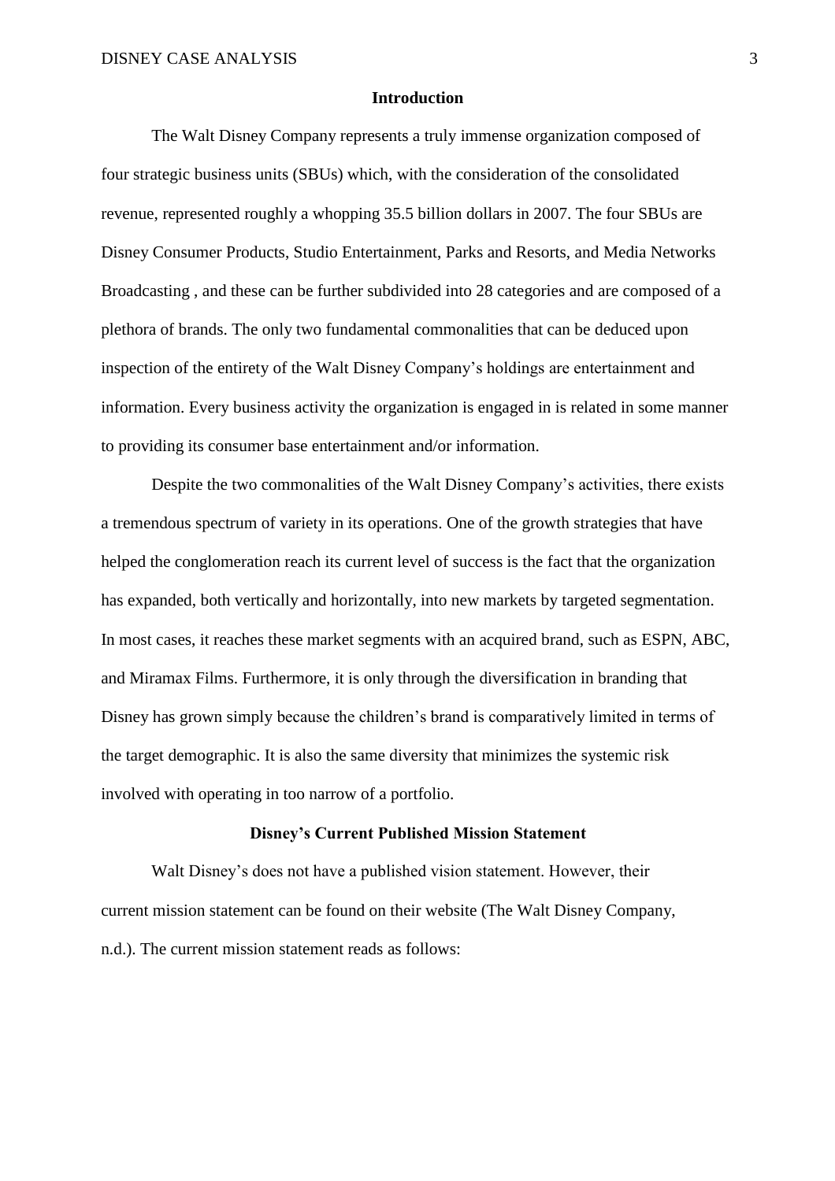## Introduction

The Walt Disney Company represents a truly immense organization composed of four strategic business units (SBUs) which, with the consideration of the consolidated revenue, represented roughly a whopping 35.5 billion dollars in 2007. The four SBUs are Disney Consumer Products, Studio Entertainment, Parks and Resorts, and Media Networks Broadcasting , and these can be further subdivided into 28 categories and are composed of a plethora of brands. The only two fundamental commonalities that can be deduced upon inspection of the entirety of the Walt Disney Company's holdings are entertainment and information. Every business activity the organization is engaged in is related in some manner to providing its consumer base entertainment and/or information.

Despite the two commonalities of the Walt Disney Company's activities, there exists a tremendous spectrum of variety in its operations. One of the growth strategies that have helped the conglomeration reach its current level of success is the fact that the organization has expanded, both vertically and horizontally, into new markets by targeted segmentation. In most cases, it reaches these market segments with an acquired brand, such as ESPN, ABC, and Miramax Films. Furthermore, it is only through the diversification in branding that Disney has grown simply because the children's brand is comparatively limited in terms of the target demographic. It is also the same diversity that minimizes the systemic risk involved with operating in too narrow of a portfolio.

## Disney's Current Published Mission Statement

Walt Disney's does not have a published vision statement. However, their current mission statement can be found on their website (The Walt Disney Company, n.d.). The current mission statement reads as follows: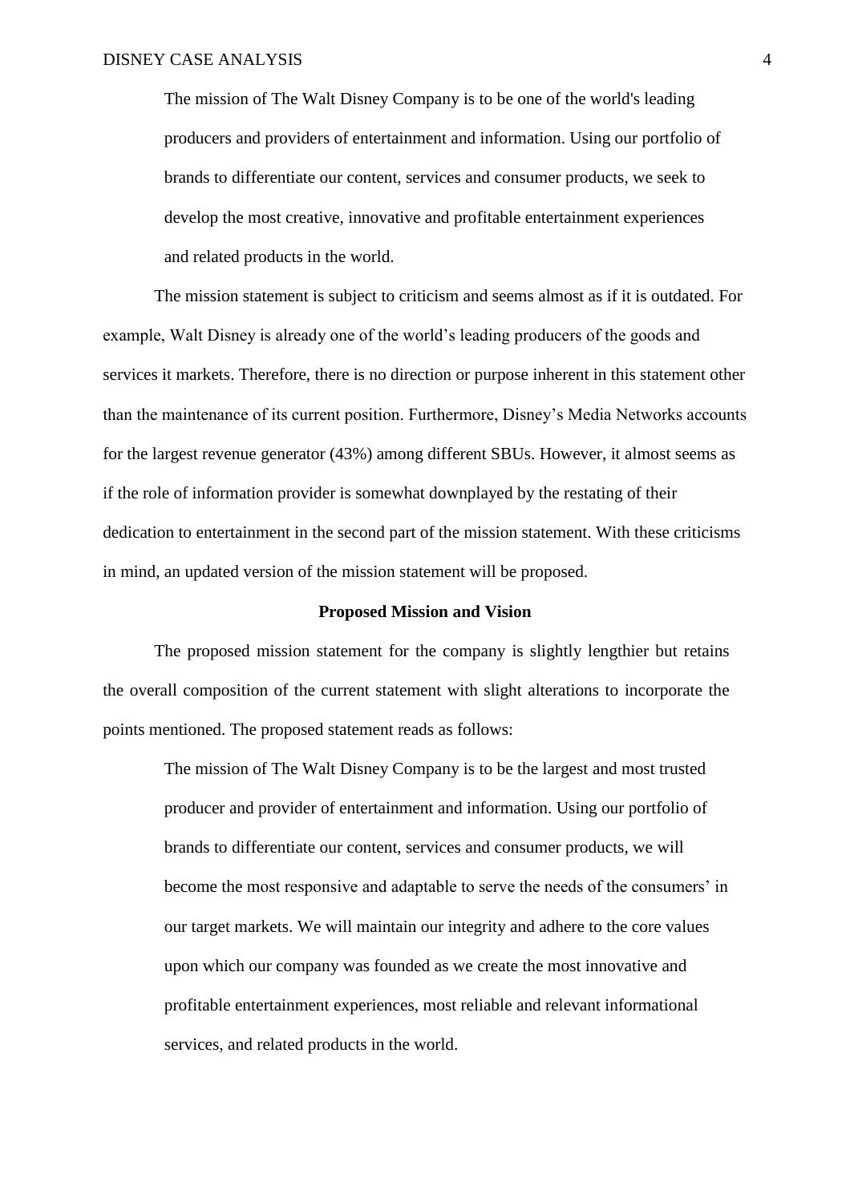> The mission of The Walt Disney Company is to be one of the world's leading producers and providers of entertainment and information. Using our portfolio of brands to differentiate our content, services and consumer products, we seek to develop the most creative, innovative and profitable entertainment experiences and related products in the world.

The mission statement is subject to criticism and seems almost as if it is outdated. For example, Walt Disney is already one of the world's leading producers of the goods and services it markets. Therefore, there is no direction or purpose inherent in this statement other than the maintenance of its current position. Furthermore, Disney's Media Networks accounts for the largest revenue generator (43%) among different SBUs. However, it almost seems as if the role of information provider is somewhat downplayed by the restating of their dedication to entertainment in the second part of the mission statement. With these criticisms in mind, an updated version of the mission statement will be proposed.

## Proposed Mission and Vision

The proposed mission statement for the company is slightly lengthier but retains the overall composition of the current statement with slight alterations to incorporate the points mentioned. The proposed statement reads as follows:

> The mission of The Walt Disney Company is to be the largest and most trusted producer and provider of entertainment and information. Using our portfolio of brands to differentiate our content, services and consumer products, we will become the most responsive and adaptable to serve the needs of the consumers' in our target markets. We will maintain our integrity and adhere to the core values upon which our company was founded as we create the most innovative and profitable entertainment experiences, most reliable and relevant informational services, and related products in the world.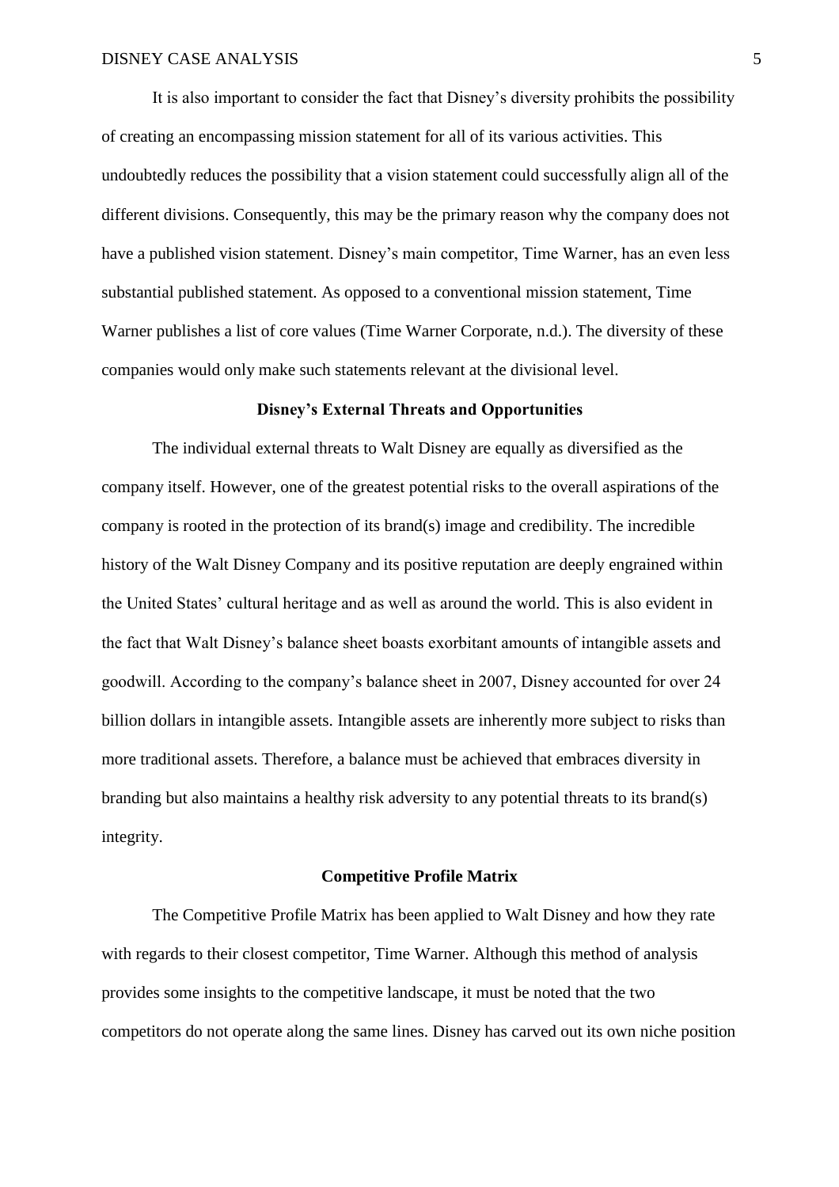It is also important to consider the fact that Disney's diversity prohibits the possibility of creating an encompassing mission statement for all of its various activities. This undoubtedly reduces the possibility that a vision statement could successfully align all of the different divisions. Consequently, this may be the primary reason why the company does not have a published vision statement. Disney's main competitor, Time Warner, has an even less substantial published statement. As opposed to a conventional mission statement, Time Warner publishes a list of core values (Time Warner Corporate, n.d.). The diversity of these companies would only make such statements relevant at the divisional level.

## Disney's External Threats and Opportunities

The individual external threats to Walt Disney are equally as diversified as the company itself. However, one of the greatest potential risks to the overall aspirations of the company is rooted in the protection of its brand(s) image and credibility. The incredible history of the Walt Disney Company and its positive reputation are deeply engrained within the United States' cultural heritage and as well as around the world. This is also evident in the fact that Walt Disney's balance sheet boasts exorbitant amounts of intangible assets and goodwill. According to the company's balance sheet in 2007, Disney accounted for over 24 billion dollars in intangible assets. Intangible assets are inherently more subject to risks than more traditional assets. Therefore, a balance must be achieved that embraces diversity in branding but also maintains a healthy risk adversity to any potential threats to its brand(s) integrity.

## Competitive Profile Matrix

The Competitive Profile Matrix has been applied to Walt Disney and how they rate with regards to their closest competitor, Time Warner. Although this method of analysis provides some insights to the competitive landscape, it must be noted that the two competitors do not operate along the same lines. Disney has carved out its own niche position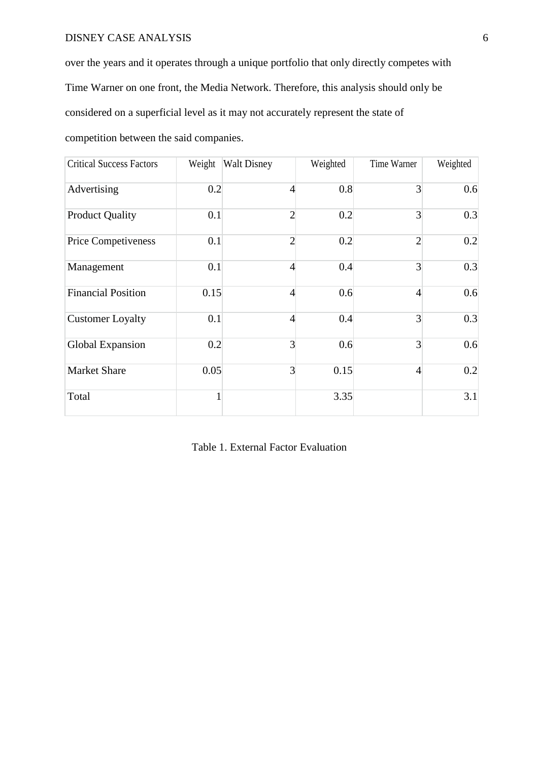over the years and it operates through a unique portfolio that only directly competes with Time Warner on one front, the Media Network. Therefore, this analysis should only be considered on a superficial level as it may not accurately represent the state of competition between the said companies.

| Critical Success Factors | Weight | Walt Disney | Weighted | Time Warner | Weighted |
|---|---|---|---|---|---|
| Advertising | 0.2 | 4 | 0.8 | 3 | 0.6 |
| Product Quality | 0.1 | 2 | 0.2 | 3 | 0.3 |
| Price Competiveness | 0.1 | 2 | 0.2 | 2 | 0.2 |
| Management | 0.1 | 4 | 0.4 | 3 | 0.3 |
| Financial Position | 0.15 | 4 | 0.6 | 4 | 0.6 |
| Customer Loyalty | 0.1 | 4 | 0.4 | 3 | 0.3 |
| Global Expansion | 0.2 | 3 | 0.6 | 3 | 0.6 |
| Market Share | 0.05 | 3 | 0.15 | 4 | 0.2 |
| Total | 1 | | 3.35 | | 3.1 |

Table 1. External Factor Evaluation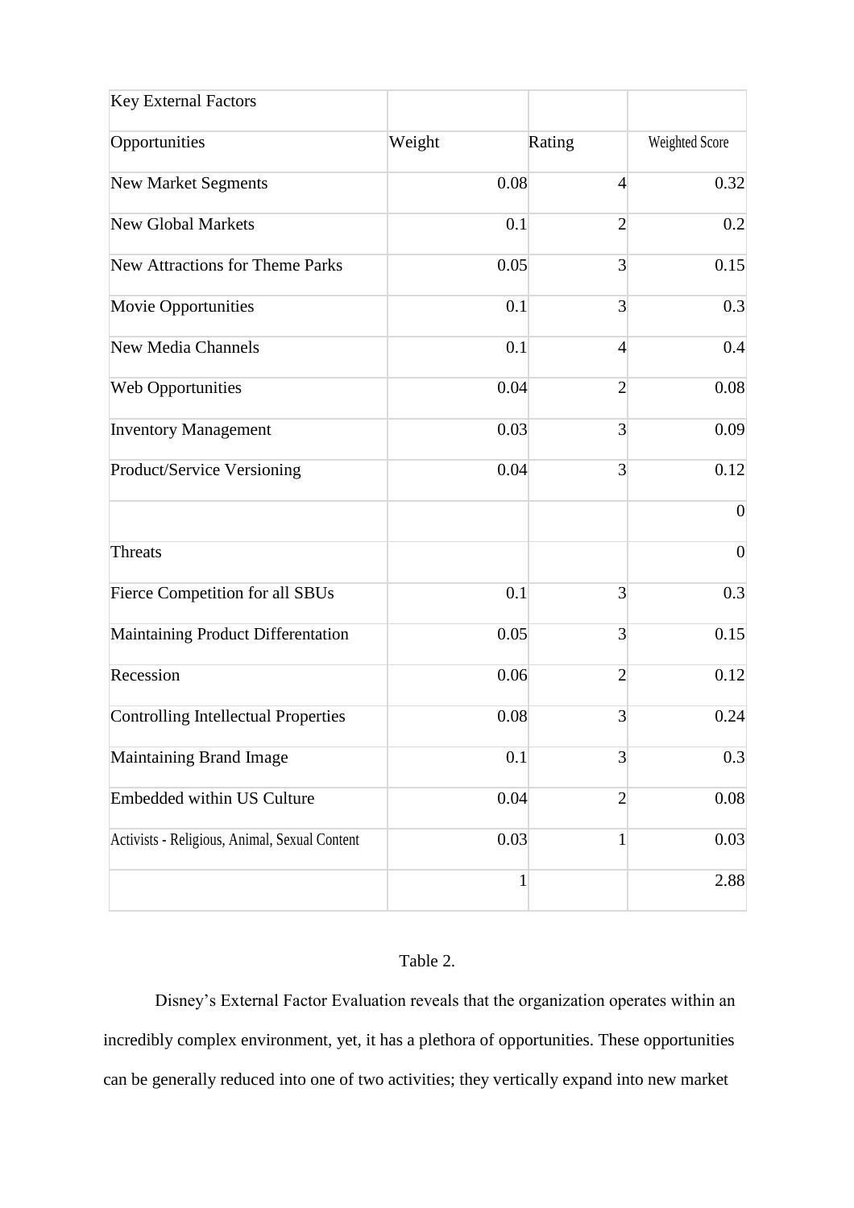| Key External Factors | | | |
|---|---|---|---|
| Opportunities | Weight | Rating | Weighted Score |
| New Market Segments | 0.08 | 4 | 0.32 |
| New Global Markets | 0.1 | 2 | 0.2 |
| New Attractions for Theme Parks | 0.05 | 3 | 0.15 |
| Movie Opportunities | 0.1 | 3 | 0.3 |
| New Media Channels | 0.1 | 4 | 0.4 |
| Web Opportunities | 0.04 | 2 | 0.08 |
| Inventory Management | 0.03 | 3 | 0.09 |
| Product/Service Versioning | 0.04 | 3 | 0.12 |
| | | | 0 |
| Threats | | | 0 |
| Fierce Competition for all SBUs | 0.1 | 3 | 0.3 |
| Maintaining Product Differentation | 0.05 | 3 | 0.15 |
| Recession | 0.06 | 2 | 0.12 |
| Controlling Intellectual Properties | 0.08 | 3 | 0.24 |
| Maintaining Brand Image | 0.1 | 3 | 0.3 |
| Embedded within US Culture | 0.04 | 2 | 0.08 |
| Activists - Religious, Animal, Sexual Content | 0.03 | 1 | 0.03 |
| | 1 | | 2.88 |

Table 2.

Disney's External Factor Evaluation reveals that the organization operates within an incredibly complex environment, yet, it has a plethora of opportunities. These opportunities can be generally reduced into one of two activities; they vertically expand into new market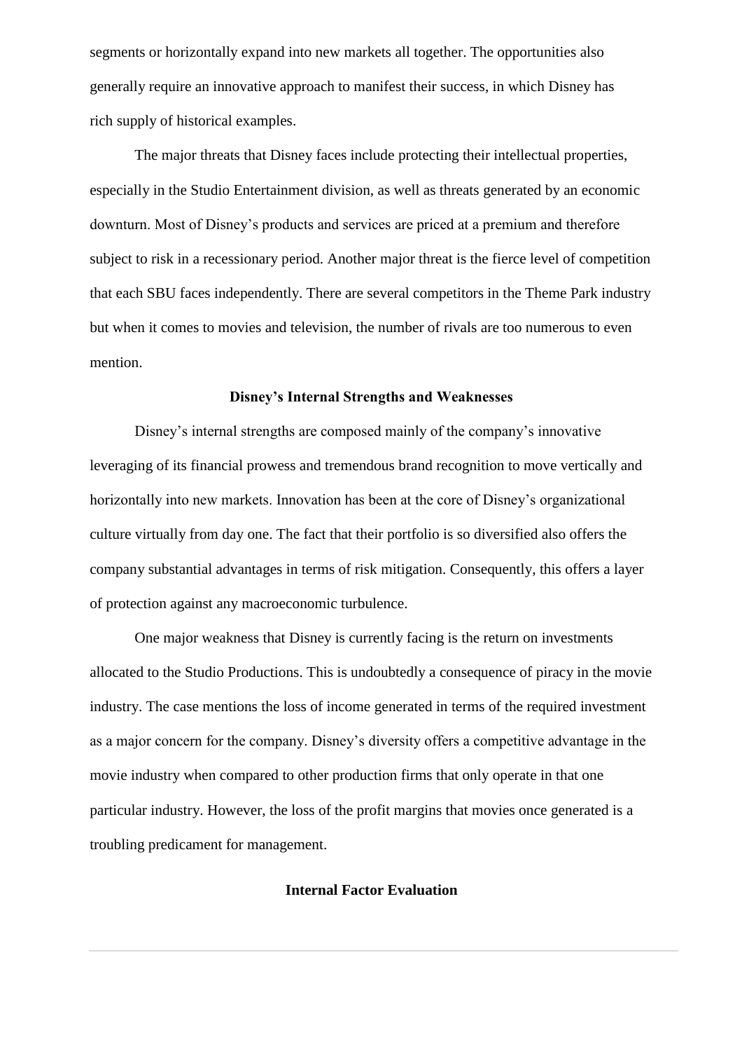segments or horizontally expand into new markets all together. The opportunities also generally require an innovative approach to manifest their success, in which Disney has rich supply of historical examples.

The major threats that Disney faces include protecting their intellectual properties, especially in the Studio Entertainment division, as well as threats generated by an economic downturn. Most of Disney's products and services are priced at a premium and therefore subject to risk in a recessionary period. Another major threat is the fierce level of competition that each SBU faces independently. There are several competitors in the Theme Park industry but when it comes to movies and television, the number of rivals are too numerous to even mention.

### Disney's Internal Strengths and Weaknesses

Disney's internal strengths are composed mainly of the company's innovative leveraging of its financial prowess and tremendous brand recognition to move vertically and horizontally into new markets. Innovation has been at the core of Disney's organizational culture virtually from day one. The fact that their portfolio is so diversified also offers the company substantial advantages in terms of risk mitigation. Consequently, this offers a layer of protection against any macroeconomic turbulence.

One major weakness that Disney is currently facing is the return on investments allocated to the Studio Productions. This is undoubtedly a consequence of piracy in the movie industry. The case mentions the loss of income generated in terms of the required investment as a major concern for the company. Disney's diversity offers a competitive advantage in the movie industry when compared to other production firms that only operate in that one particular industry. However, the loss of the profit margins that movies once generated is a troubling predicament for management.

### Internal Factor Evaluation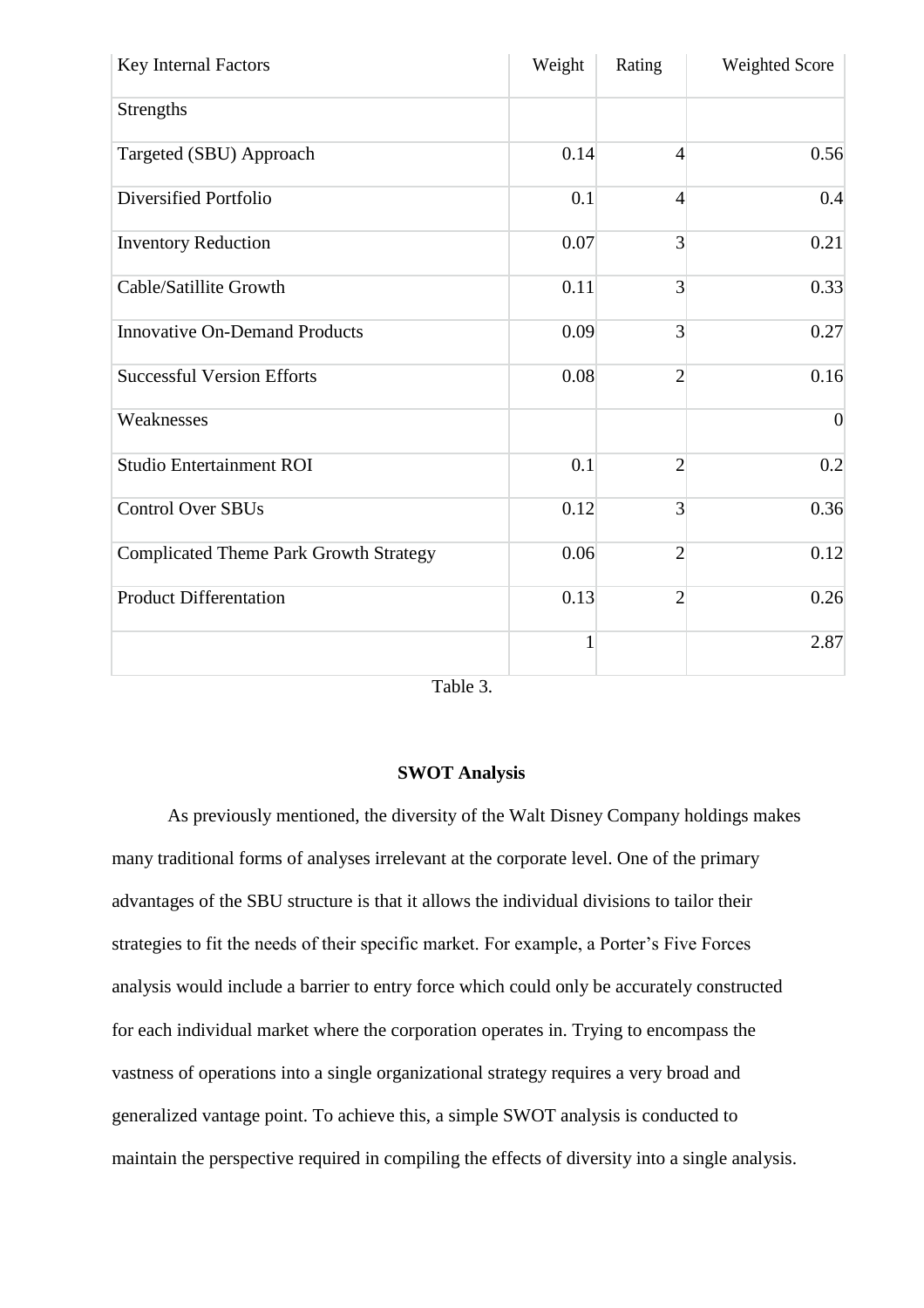| Key Internal Factors | Weight | Rating | Weighted Score |
|---|---|---|---|
| Strengths | | | |
| Targeted (SBU) Approach | 0.14 | 4 | 0.56 |
| Diversified Portfolio | 0.1 | 4 | 0.4 |
| Inventory Reduction | 0.07 | 3 | 0.21 |
| Cable/Satillite Growth | 0.11 | 3 | 0.33 |
| Innovative On-Demand Products | 0.09 | 3 | 0.27 |
| Successful Version Efforts | 0.08 | 2 | 0.16 |
| Weaknesses | | | 0 |
| Studio Entertainment ROI | 0.1 | 2 | 0.2 |
| Control Over SBUs | 0.12 | 3 | 0.36 |
| Complicated Theme Park Growth Strategy | 0.06 | 2 | 0.12 |
| Product Differentation | 0.13 | 2 | 0.26 |
| | 1 | | 2.87 |

Table 3.

## SWOT Analysis

As previously mentioned, the diversity of the Walt Disney Company holdings makes many traditional forms of analyses irrelevant at the corporate level. One of the primary advantages of the SBU structure is that it allows the individual divisions to tailor their strategies to fit the needs of their specific market. For example, a Porter's Five Forces analysis would include a barrier to entry force which could only be accurately constructed for each individual market where the corporation operates in. Trying to encompass the vastness of operations into a single organizational strategy requires a very broad and generalized vantage point. To achieve this, a simple SWOT analysis is conducted to maintain the perspective required in compiling the effects of diversity into a single analysis.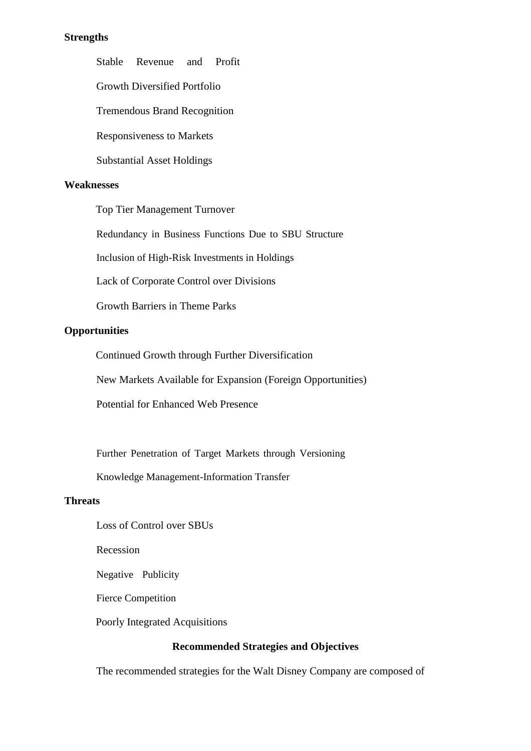**Strengths**

Stable Revenue and Profit

Growth Diversified Portfolio

Tremendous Brand Recognition

Responsiveness to Markets

Substantial Asset Holdings

**Weaknesses**

Top Tier Management Turnover

Redundancy in Business Functions Due to SBU Structure

Inclusion of High-Risk Investments in Holdings

Lack of Corporate Control over Divisions

Growth Barriers in Theme Parks

**Opportunities**

Continued Growth through Further Diversification

New Markets Available for Expansion (Foreign Opportunities)

Potential for Enhanced Web Presence

Further Penetration of Target Markets through Versioning

Knowledge Management-Information Transfer

**Threats**

Loss of Control over SBUs

Recession

Negative Publicity

Fierce Competition

Poorly Integrated Acquisitions

## Recommended Strategies and Objectives

The recommended strategies for the Walt Disney Company are composed of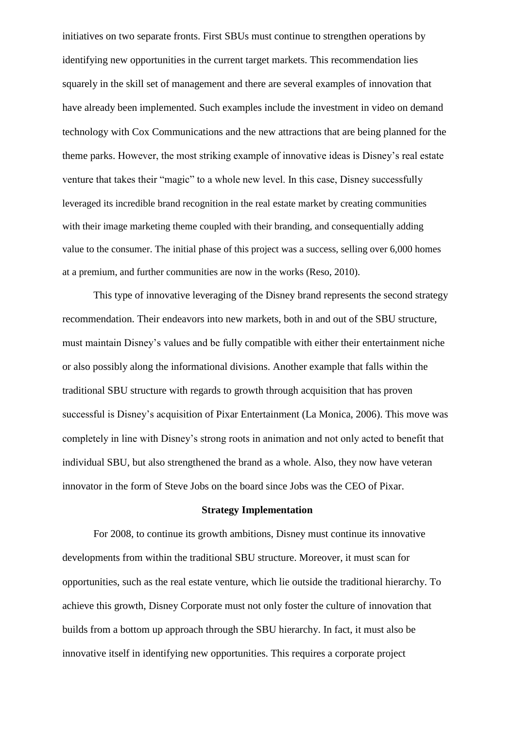initiatives on two separate fronts. First SBUs must continue to strengthen operations by identifying new opportunities in the current target markets. This recommendation lies squarely in the skill set of management and there are several examples of innovation that have already been implemented. Such examples include the investment in video on demand technology with Cox Communications and the new attractions that are being planned for the theme parks. However, the most striking example of innovative ideas is Disney's real estate venture that takes their "magic" to a whole new level. In this case, Disney successfully leveraged its incredible brand recognition in the real estate market by creating communities with their image marketing theme coupled with their branding, and consequentially adding value to the consumer. The initial phase of this project was a success, selling over 6,000 homes at a premium, and further communities are now in the works (Reso, 2010).

This type of innovative leveraging of the Disney brand represents the second strategy recommendation. Their endeavors into new markets, both in and out of the SBU structure, must maintain Disney's values and be fully compatible with either their entertainment niche or also possibly along the informational divisions. Another example that falls within the traditional SBU structure with regards to growth through acquisition that has proven successful is Disney's acquisition of Pixar Entertainment (La Monica, 2006). This move was completely in line with Disney's strong roots in animation and not only acted to benefit that individual SBU, but also strengthened the brand as a whole. Also, they now have veteran innovator in the form of Steve Jobs on the board since Jobs was the CEO of Pixar.

## Strategy Implementation

For 2008, to continue its growth ambitions, Disney must continue its innovative developments from within the traditional SBU structure. Moreover, it must scan for opportunities, such as the real estate venture, which lie outside the traditional hierarchy. To achieve this growth, Disney Corporate must not only foster the culture of innovation that builds from a bottom up approach through the SBU hierarchy. In fact, it must also be innovative itself in identifying new opportunities. This requires a corporate project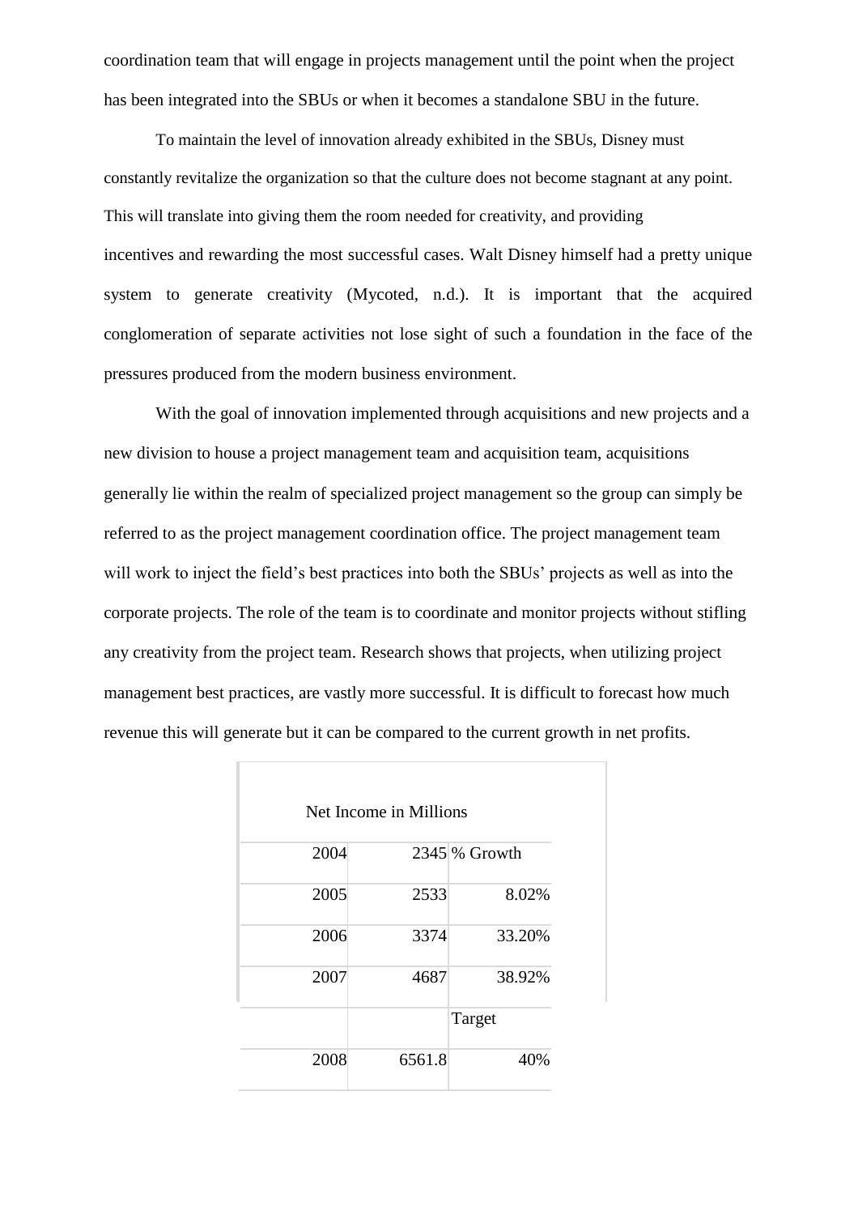coordination team that will engage in projects management until the point when the project has been integrated into the SBUs or when it becomes a standalone SBU in the future.

To maintain the level of innovation already exhibited in the SBUs, Disney must constantly revitalize the organization so that the culture does not become stagnant at any point. This will translate into giving them the room needed for creativity, and providing incentives and rewarding the most successful cases. Walt Disney himself had a pretty unique system to generate creativity (Mycoted, n.d.). It is important that the acquired conglomeration of separate activities not lose sight of such a foundation in the face of the pressures produced from the modern business environment.

With the goal of innovation implemented through acquisitions and new projects and a new division to house a project management team and acquisition team, acquisitions generally lie within the realm of specialized project management so the group can simply be referred to as the project management coordination office. The project management team will work to inject the field's best practices into both the SBUs' projects as well as into the corporate projects. The role of the team is to coordinate and monitor projects without stifling any creativity from the project team. Research shows that projects, when utilizing project management best practices, are vastly more successful. It is difficult to forecast how much revenue this will generate but it can be compared to the current growth in net profits.

| Net Income in Millions | | |
|---|---|---|
| 2004 | 2345 | % Growth |
| 2005 | 2533 | 8.02% |
| 2006 | 3374 | 33.20% |
| 2007 | 4687 | 38.92% |
| | | Target |
| 2008 | 6561.8 | 40% |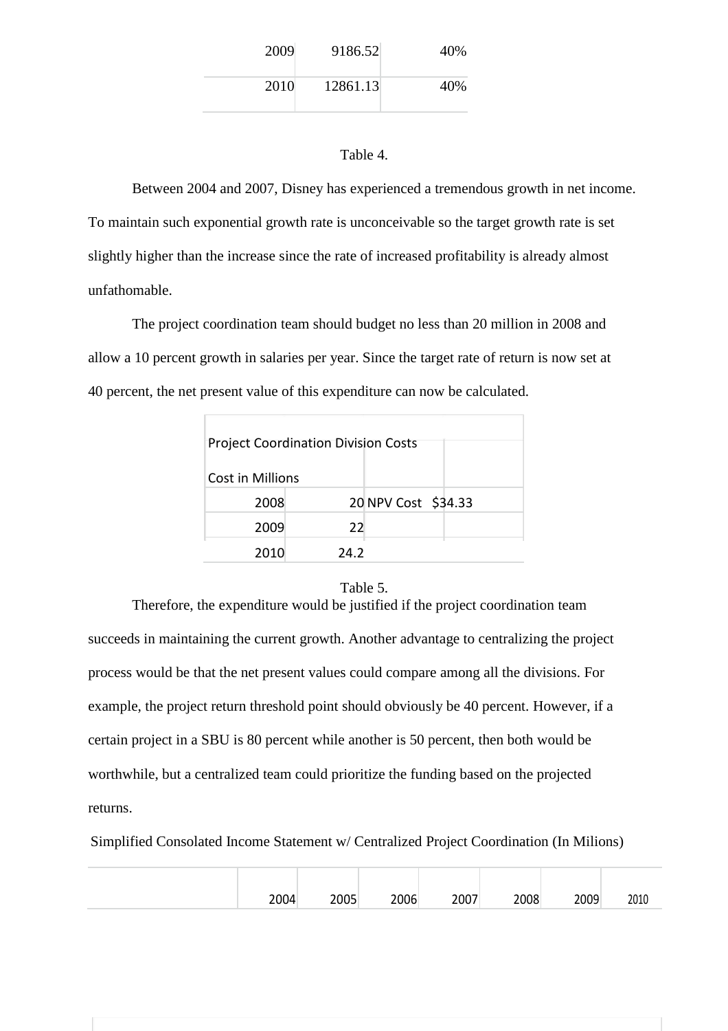| | | |
|---|---|---|
| 2009 | 9186.52 | 40% |
| 2010 | 12861.13 | 40% |

Table 4.

Between 2004 and 2007, Disney has experienced a tremendous growth in net income. To maintain such exponential growth rate is unconceivable so the target growth rate is set slightly higher than the increase since the rate of increased profitability is already almost unfathomable.

The project coordination team should budget no less than 20 million in 2008 and allow a 10 percent growth in salaries per year. Since the target rate of return is now set at 40 percent, the net present value of this expenditure can now be calculated.

| Project Coordination Division Costs | | |
|---|---|---|
| Cost in Millions | | |
| 2008 | 20 | NPV Cost $34.33 |
| 2009 | 22 | |
| 2010 | 24.2 | |

Table 5.

Therefore, the expenditure would be justified if the project coordination team succeeds in maintaining the current growth. Another advantage to centralizing the project process would be that the net present values could compare among all the divisions. For example, the project return threshold point should obviously be 40 percent. However, if a certain project in a SBU is 80 percent while another is 50 percent, then both would be worthwhile, but a centralized team could prioritize the funding based on the projected returns.

Simplified Consolated Income Statement w/ Centralized Project Coordination (In Milions)

| | 2004 | 2005 | 2006 | 2007 | 2008 | 2009 | 2010 |
|---|---|---|---|---|---|---|---|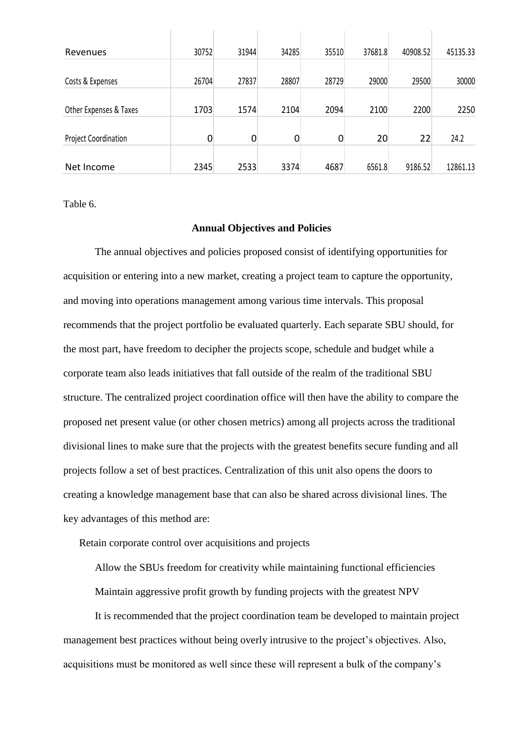| Revenues | 30752 | 31944 | 34285 | 35510 | 37681.8 | 40908.52 | 45135.33 |
|---|---|---|---|---|---|---|---|
| Costs & Expenses | 26704 | 27837 | 28807 | 28729 | 29000 | 29500 | 30000 |
| Other Expenses & Taxes | 1703 | 1574 | 2104 | 2094 | 2100 | 2200 | 2250 |
| Project Coordination | 0 | 0 | 0 | 0 | 20 | 22 | 24.2 |
| Net Income | 2345 | 2533 | 3374 | 4687 | 6561.8 | 9186.52 | 12861.13 |

Table 6.

**Annual Objectives and Policies**

The annual objectives and policies proposed consist of identifying opportunities for acquisition or entering into a new market, creating a project team to capture the opportunity, and moving into operations management among various time intervals. This proposal recommends that the project portfolio be evaluated quarterly. Each separate SBU should, for the most part, have freedom to decipher the projects scope, schedule and budget while a corporate team also leads initiatives that fall outside of the realm of the traditional SBU structure. The centralized project coordination office will then have the ability to compare the proposed net present value (or other chosen metrics) among all projects across the traditional divisional lines to make sure that the projects with the greatest benefits secure funding and all projects follow a set of best practices. Centralization of this unit also opens the doors to creating a knowledge management base that can also be shared across divisional lines. The key advantages of this method are:

Retain corporate control over acquisitions and projects

Allow the SBUs freedom for creativity while maintaining functional efficiencies

Maintain aggressive profit growth by funding projects with the greatest NPV

It is recommended that the project coordination team be developed to maintain project management best practices without being overly intrusive to the project's objectives. Also, acquisitions must be monitored as well since these will represent a bulk of the company's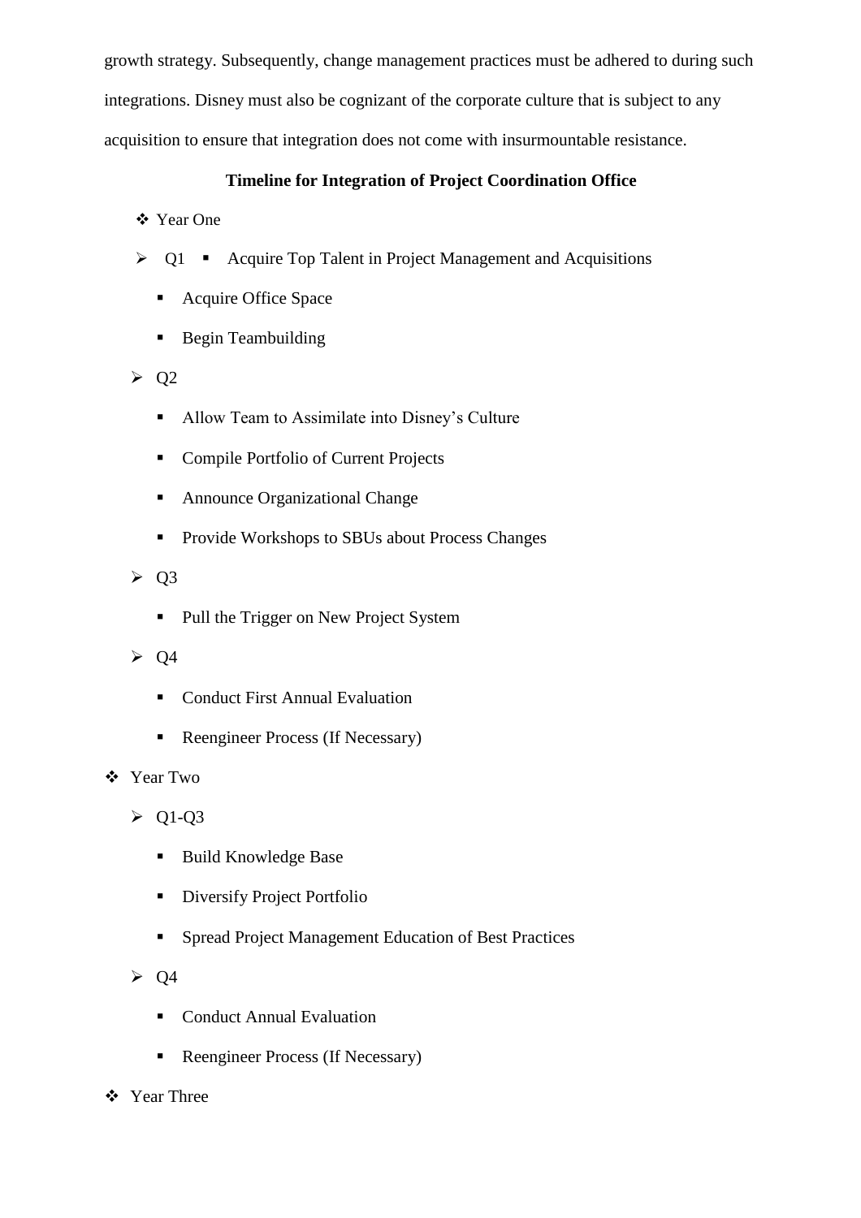growth strategy. Subsequently, change management practices must be adhered to during such integrations. Disney must also be cognizant of the corporate culture that is subject to any acquisition to ensure that integration does not come with insurmountable resistance.

**Timeline for Integration of Project Coordination Office**

- Year One
  - Q1
    - Acquire Top Talent in Project Management and Acquisitions
    - Acquire Office Space
    - Begin Teambuilding
  - Q2
    - Allow Team to Assimilate into Disney's Culture
    - Compile Portfolio of Current Projects
    - Announce Organizational Change
    - Provide Workshops to SBUs about Process Changes
  - Q3
    - Pull the Trigger on New Project System
  - Q4
    - Conduct First Annual Evaluation
    - Reengineer Process (If Necessary)
- Year Two
  - Q1-Q3
    - Build Knowledge Base
    - Diversify Project Portfolio
    - Spread Project Management Education of Best Practices
  - Q4
    - Conduct Annual Evaluation
    - Reengineer Process (If Necessary)
- Year Three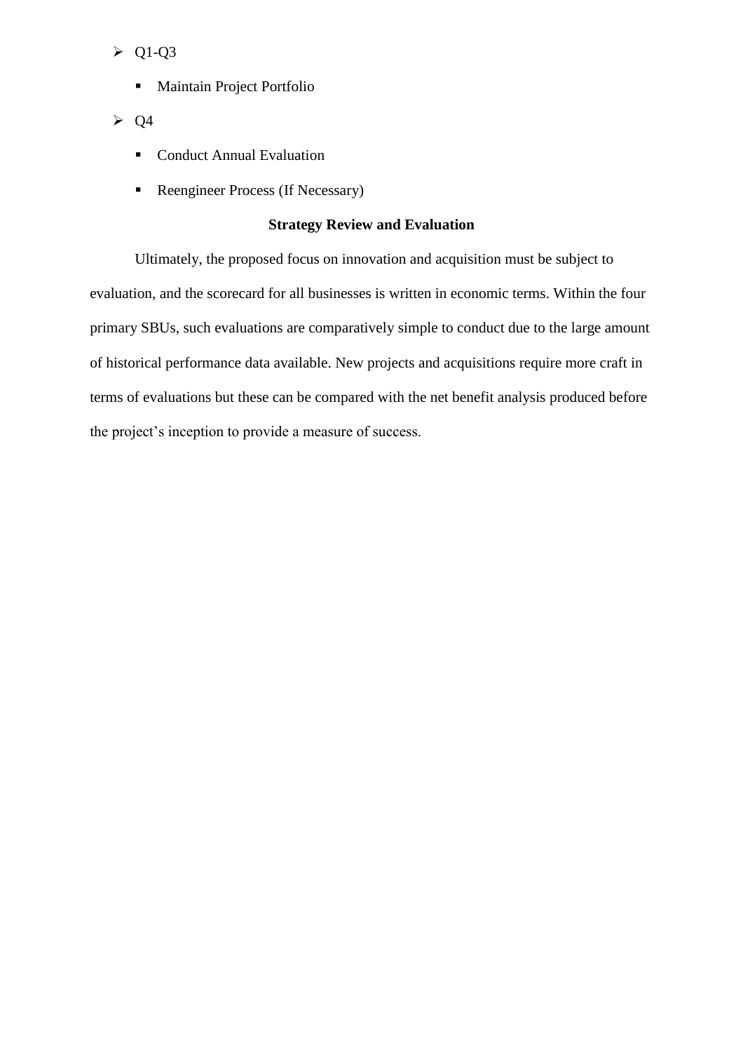- Q1-Q3
  - Maintain Project Portfolio
- Q4
  - Conduct Annual Evaluation
  - Reengineer Process (If Necessary)

**Strategy Review and Evaluation**

Ultimately, the proposed focus on innovation and acquisition must be subject to evaluation, and the scorecard for all businesses is written in economic terms. Within the four primary SBUs, such evaluations are comparatively simple to conduct due to the large amount of historical performance data available. New projects and acquisitions require more craft in terms of evaluations but these can be compared with the net benefit analysis produced before the project's inception to provide a measure of success.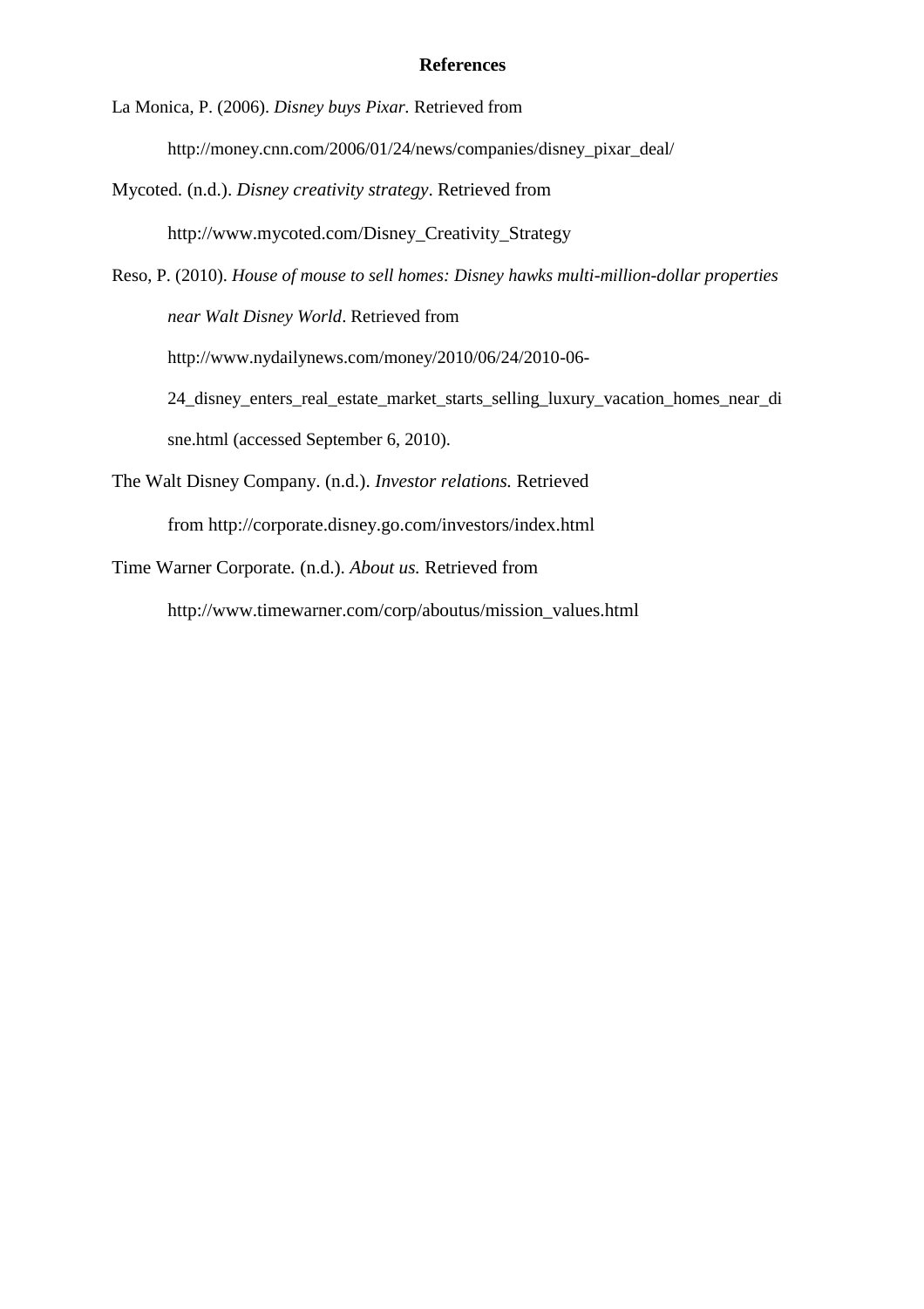**References**

La Monica, P. (2006). *Disney buys Pixar.* Retrieved from http://money.cnn.com/2006/01/24/news/companies/disney_pixar_deal/

Mycoted. (n.d.). *Disney creativity strategy*. Retrieved from http://www.mycoted.com/Disney_Creativity_Strategy

Reso, P. (2010). *House of mouse to sell homes: Disney hawks multi-million-dollar properties near Walt Disney World*. Retrieved from http://www.nydailynews.com/money/2010/06/24/2010-06-24_disney_enters_real_estate_market_starts_selling_luxury_vacation_homes_near_disne.html (accessed September 6, 2010).

The Walt Disney Company. (n.d.). *Investor relations.* Retrieved from http://corporate.disney.go.com/investors/index.html

Time Warner Corporate. (n.d.). *About us.* Retrieved from http://www.timewarner.com/corp/aboutus/mission_values.html